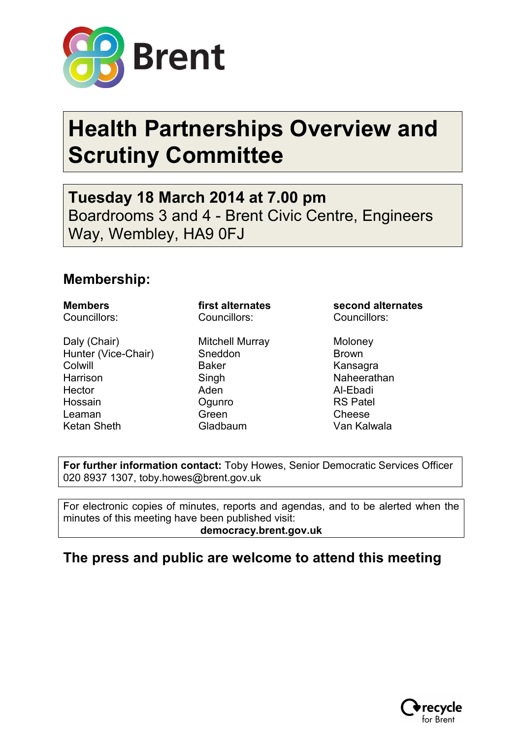Brent

# Health Partnerships Overview and Scrutiny Committee

## Tuesday 18 March 2014 at 7.00 pm

Boardrooms 3 and 4 - Brent Civic Centre, Engineers Way, Wembley, HA9 0FJ

## Membership:

| **Members** Councillors: | **first alternates** Councillors: | **second alternates** Councillors: |
|---|---|---|
| Daly (Chair) | Mitchell Murray | Moloney |
| Hunter (Vice-Chair) | Sneddon | Brown |
| Colwill | Baker | Kansagra |
| Harrison | Singh | Naheerathan |
| Hector | Aden | Al-Ebadi |
| Hossain | Ogunro | RS Patel |
| Leaman | Green | Cheese |
| Ketan Sheth | Gladbaum | Van Kalwala |

**For further information contact:** Toby Howes, Senior Democratic Services Officer 020 8937 1307, toby.howes@brent.gov.uk

For electronic copies of minutes, reports and agendas, and to be alerted when the minutes of this meeting have been published visit:
**democracy.brent.gov.uk**

## The press and public are welcome to attend this meeting

recycle for Brent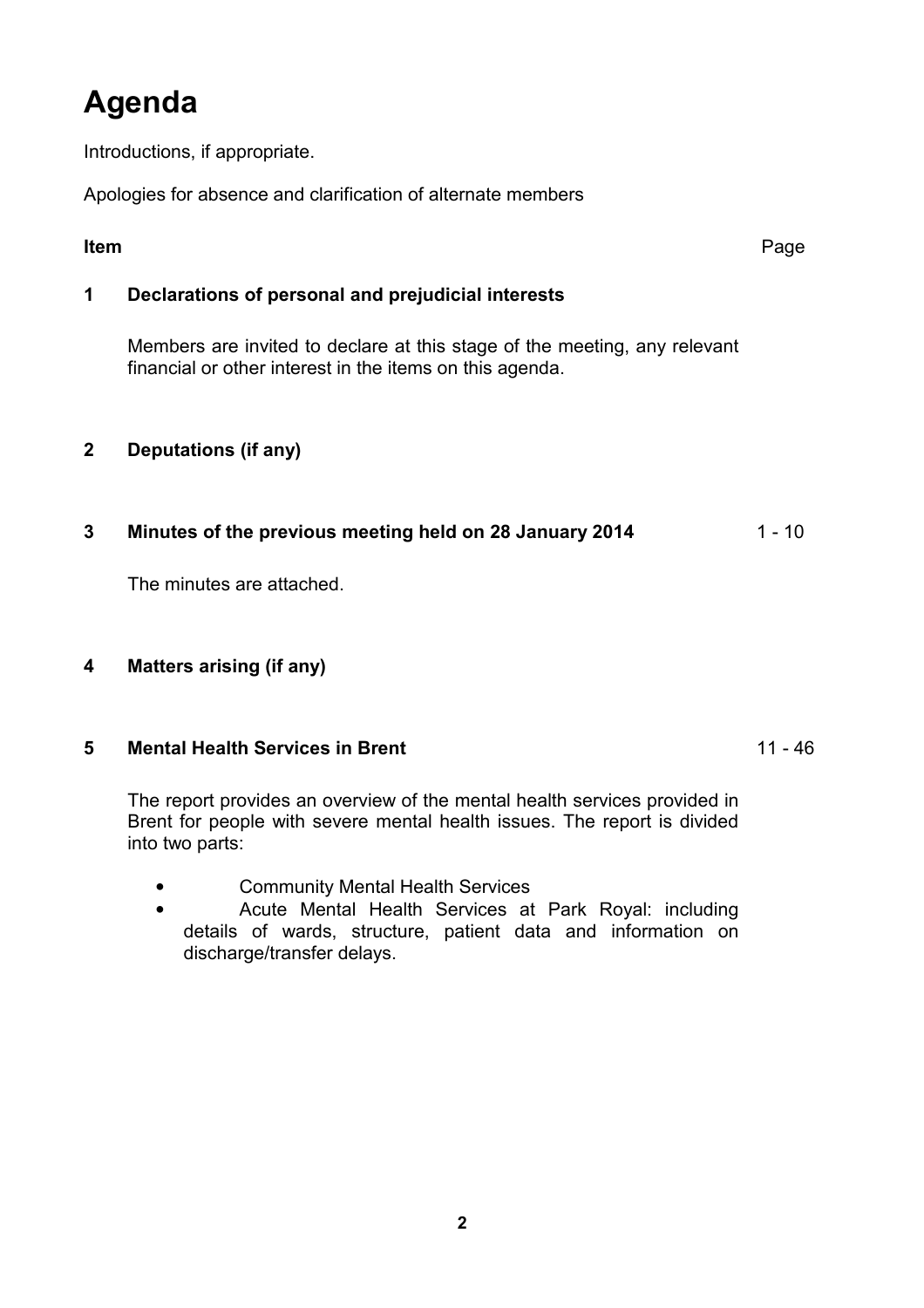# Agenda

Introductions, if appropriate.

Apologies for absence and clarification of alternate members

| Item | | Page |
|---|---|---|
| **1** | **Declarations of personal and prejudicial interests** | |
| | Members are invited to declare at this stage of the meeting, any relevant financial or other interest in the items on this agenda. | |
| **2** | **Deputations (if any)** | |
| **3** | **Minutes of the previous meeting held on 28 January 2014** | 1 - 10 |
| | The minutes are attached. | |
| **4** | **Matters arising (if any)** | |
| **5** | **Mental Health Services in Brent** | 11 - 46 |
| | The report provides an overview of the mental health services provided in Brent for people with severe mental health issues. The report is divided into two parts: | |

- Community Mental Health Services
- Acute Mental Health Services at Park Royal: including details of wards, structure, patient data and information on discharge/transfer delays.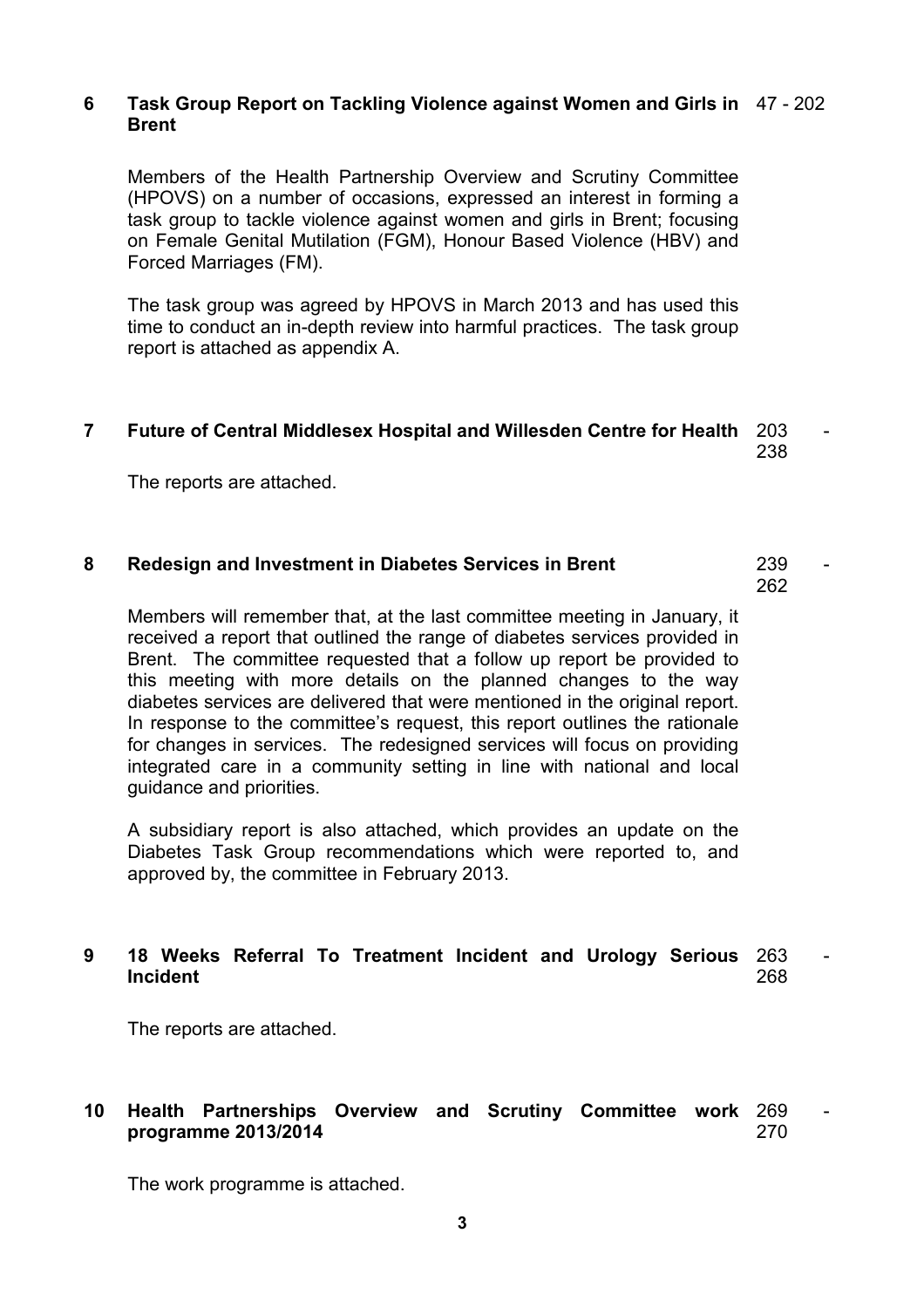| | | |
|---|---|---|
| **6** | **Task Group Report on Tackling Violence against Women and Girls in Brent** | 47 - 202 |

Members of the Health Partnership Overview and Scrutiny Committee (HPOVS) on a number of occasions, expressed an interest in forming a task group to tackle violence against women and girls in Brent; focusing on Female Genital Mutilation (FGM), Honour Based Violence (HBV) and Forced Marriages (FM).

The task group was agreed by HPOVS in March 2013 and has used this time to conduct an in-depth review into harmful practices. The task group report is attached as appendix A.

| | | |
|---|---|---|
| **7** | **Future of Central Middlesex Hospital and Willesden Centre for Health** | 203 - 238 |

The reports are attached.

| | | |
|---|---|---|
| **8** | **Redesign and Investment in Diabetes Services in Brent** | 239 - 262 |

Members will remember that, at the last committee meeting in January, it received a report that outlined the range of diabetes services provided in Brent. The committee requested that a follow up report be provided to this meeting with more details on the planned changes to the way diabetes services are delivered that were mentioned in the original report. In response to the committee's request, this report outlines the rationale for changes in services. The redesigned services will focus on providing integrated care in a community setting in line with national and local guidance and priorities.

A subsidiary report is also attached, which provides an update on the Diabetes Task Group recommendations which were reported to, and approved by, the committee in February 2013.

| | | |
|---|---|---|
| **9** | **18 Weeks Referral To Treatment Incident and Urology Serious Incident** | 263 - 268 |

The reports are attached.

| | | |
|---|---|---|
| **10** | **Health Partnerships Overview and Scrutiny Committee work programme 2013/2014** | 269 - 270 |

The work programme is attached.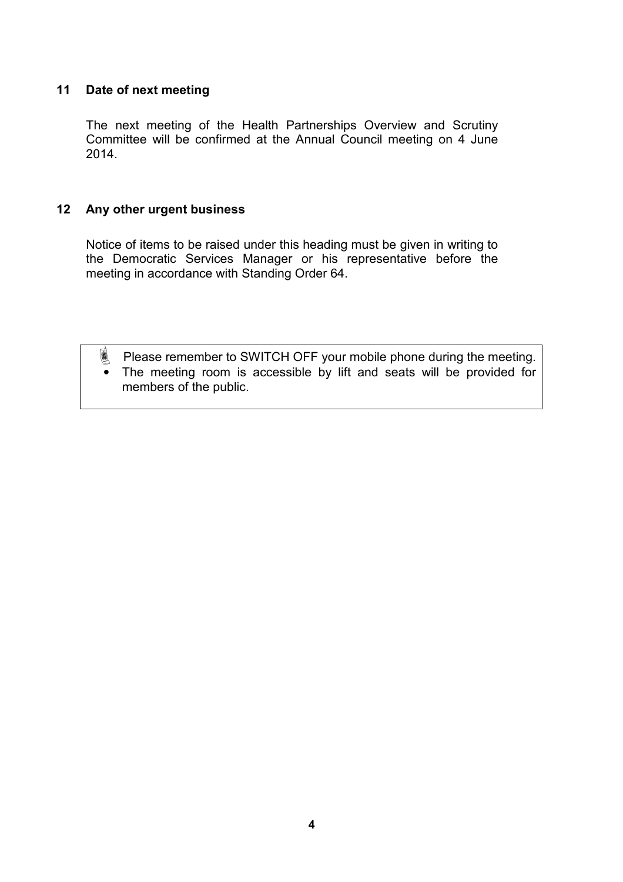## 11 Date of next meeting

The next meeting of the Health Partnerships Overview and Scrutiny Committee will be confirmed at the Annual Council meeting on 4 June 2014.

## 12 Any other urgent business

Notice of items to be raised under this heading must be given in writing to the Democratic Services Manager or his representative before the meeting in accordance with Standing Order 64.

- Please remember to SWITCH OFF your mobile phone during the meeting.
- The meeting room is accessible by lift and seats will be provided for members of the public.